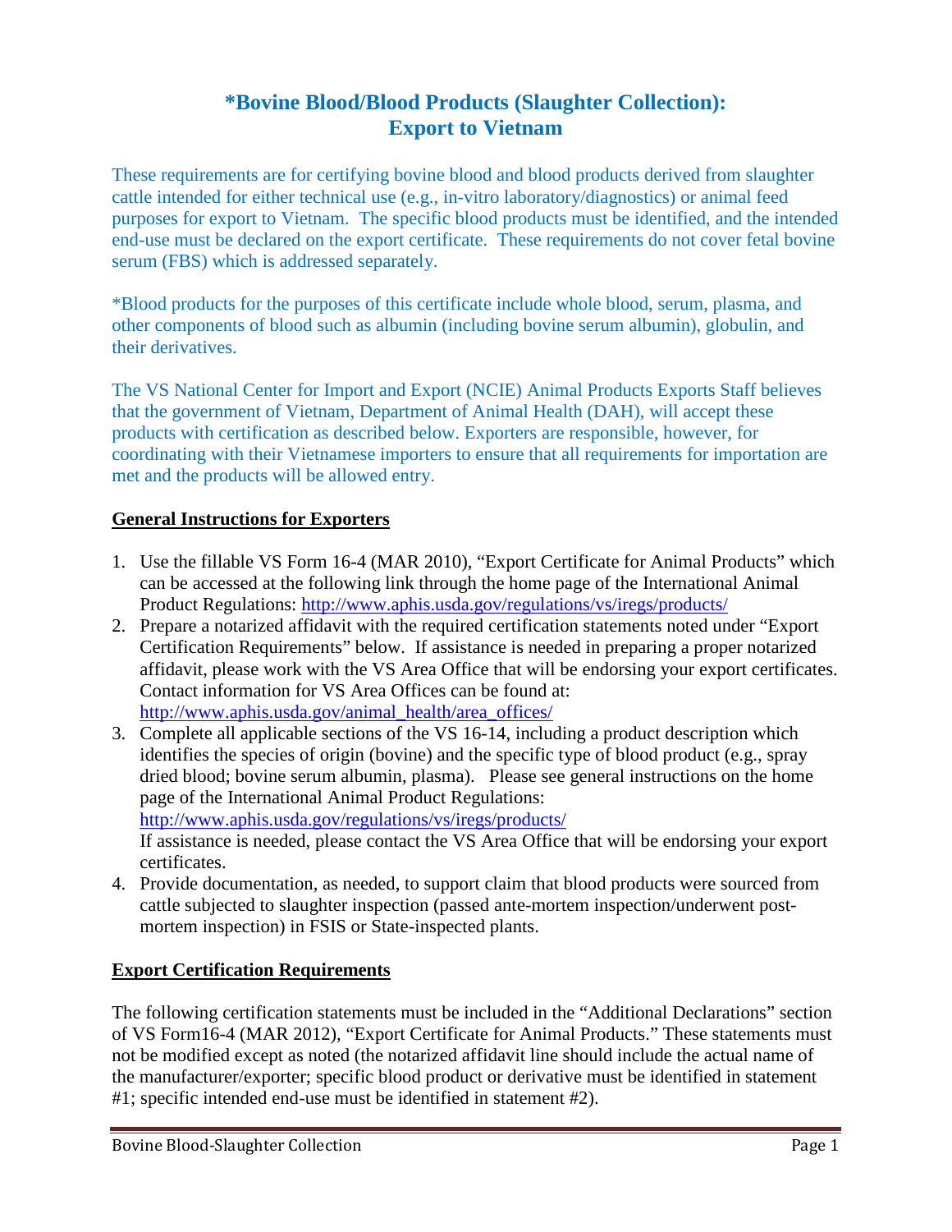# *Bovine Blood/Blood Products (Slaughter Collection): Export to Vietnam

These requirements are for certifying bovine blood and blood products derived from slaughter cattle intended for either technical use (e.g., in-vitro laboratory/diagnostics) or animal feed purposes for export to Vietnam. The specific blood products must be identified, and the intended end-use must be declared on the export certificate. These requirements do not cover fetal bovine serum (FBS) which is addressed separately.

*Blood products for the purposes of this certificate include whole blood, serum, plasma, and other components of blood such as albumin (including bovine serum albumin), globulin, and their derivatives.

The VS National Center for Import and Export (NCIE) Animal Products Exports Staff believes that the government of Vietnam, Department of Animal Health (DAH), will accept these products with certification as described below. Exporters are responsible, however, for coordinating with their Vietnamese importers to ensure that all requirements for importation are met and the products will be allowed entry.

## General Instructions for Exporters

1. Use the fillable VS Form 16-4 (MAR 2010), "Export Certificate for Animal Products" which can be accessed at the following link through the home page of the International Animal Product Regulations: http://www.aphis.usda.gov/regulations/vs/iregs/products/
2. Prepare a notarized affidavit with the required certification statements noted under "Export Certification Requirements" below. If assistance is needed in preparing a proper notarized affidavit, please work with the VS Area Office that will be endorsing your export certificates. Contact information for VS Area Offices can be found at: http://www.aphis.usda.gov/animal_health/area_offices/
3. Complete all applicable sections of the VS 16-14, including a product description which identifies the species of origin (bovine) and the specific type of blood product (e.g., spray dried blood; bovine serum albumin, plasma). Please see general instructions on the home page of the International Animal Product Regulations: http://www.aphis.usda.gov/regulations/vs/iregs/products/
   If assistance is needed, please contact the VS Area Office that will be endorsing your export certificates.
4. Provide documentation, as needed, to support claim that blood products were sourced from cattle subjected to slaughter inspection (passed ante-mortem inspection/underwent post-mortem inspection) in FSIS or State-inspected plants.

## Export Certification Requirements

The following certification statements must be included in the "Additional Declarations" section of VS Form16-4 (MAR 2012), "Export Certificate for Animal Products." These statements must not be modified except as noted (the notarized affidavit line should include the actual name of the manufacturer/exporter; specific blood product or derivative must be identified in statement #1; specific intended end-use must be identified in statement #2).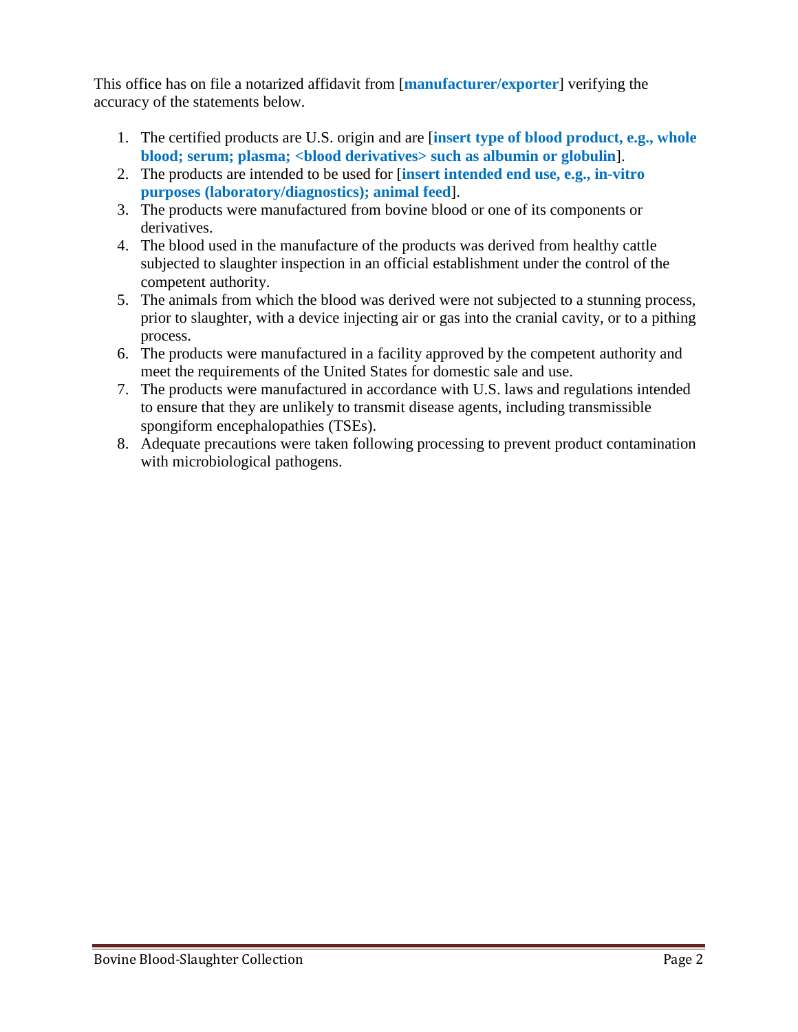This office has on file a notarized affidavit from [**manufacturer/exporter**] verifying the accuracy of the statements below.

1. The certified products are U.S. origin and are [**insert type of blood product, e.g., whole blood; serum; plasma; <blood derivatives> such as albumin or globulin**].
2. The products are intended to be used for [**insert intended end use, e.g., in-vitro purposes (laboratory/diagnostics); animal feed**].
3. The products were manufactured from bovine blood or one of its components or derivatives.
4. The blood used in the manufacture of the products was derived from healthy cattle subjected to slaughter inspection in an official establishment under the control of the competent authority.
5. The animals from which the blood was derived were not subjected to a stunning process, prior to slaughter, with a device injecting air or gas into the cranial cavity, or to a pithing process.
6. The products were manufactured in a facility approved by the competent authority and meet the requirements of the United States for domestic sale and use.
7. The products were manufactured in accordance with U.S. laws and regulations intended to ensure that they are unlikely to transmit disease agents, including transmissible spongiform encephalopathies (TSEs).
8. Adequate precautions were taken following processing to prevent product contamination with microbiological pathogens.